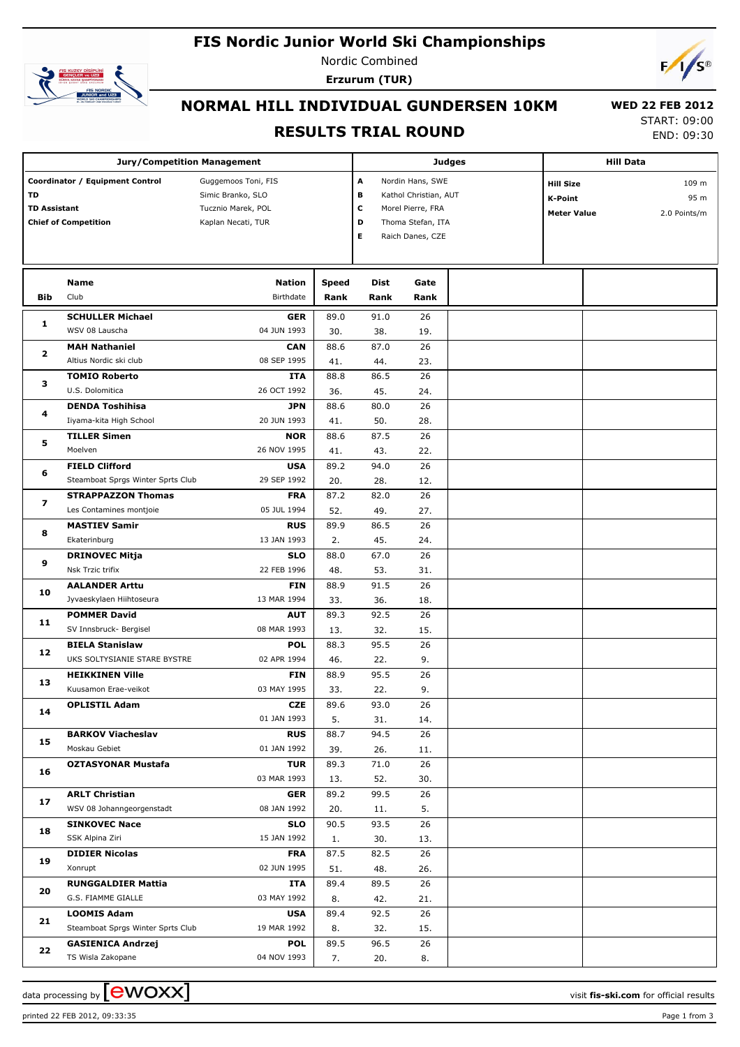# FIS Nordic Junior World Ski Championships

Nordic Combined

**Erzurum (TUR)**

## NORMAL HILL INDIVIDUAL GUNDERSEN 10KM

## RESULTS TRIAL ROUND

**WED 22 FEB 2012**

START: 09:00

END: 09:30

| Jury/Competition Management | | Judges | | Hill Data | |
|---|---|---|---|---|---|
| **Coordinator / Equipment Control** | Guggemoos Toni, FIS | **A** | Nordin Hans, SWE | **Hill Size** | 109 m |
| **TD** | Simic Branko, SLO | **B** | Kathol Christian, AUT | **K-Point** | 95 m |
| **TD Assistant** | Tucznio Marek, POL | **C** | Morel Pierre, FRA | **Meter Value** | 2.0 Points/m |
| **Chief of Competition** | Kaplan Necati, TUR | **D** | Thoma Stefan, ITA | | |
| | | **E** | Raich Danes, CZE | | |

| Bib | Name / Club | Nation / Birthdate | Speed | Speed Rank | Dist | Dist Rank | Gate | Gate Rank |
|---|---|---|---|---|---|---|---|---|
| 1 | **SCHULLER Michael** WSV 08 Lauscha | **GER** 04 JUN 1993 | 89.0 | 30. | 91.0 | 38. | 26 | 19. |
| 2 | **MAH Nathaniel** Altius Nordic ski club | **CAN** 08 SEP 1995 | 88.6 | 41. | 87.0 | 44. | 26 | 23. |
| 3 | **TOMIO Roberto** U.S. Dolomitica | **ITA** 26 OCT 1992 | 88.8 | 36. | 86.5 | 45. | 26 | 24. |
| 4 | **DENDA Toshihisa** Iiyama-kita High School | **JPN** 20 JUN 1993 | 88.6 | 41. | 80.0 | 50. | 26 | 28. |
| 5 | **TILLER Simen** Moelven | **NOR** 26 NOV 1995 | 88.6 | 41. | 87.5 | 43. | 26 | 22. |
| 6 | **FIELD Clifford** Steamboat Sprgs Winter Sprts Club | **USA** 29 SEP 1992 | 89.2 | 20. | 94.0 | 28. | 26 | 12. |
| 7 | **STRAPPAZZON Thomas** Les Contamines montjoie | **FRA** 05 JUL 1994 | 87.2 | 52. | 82.0 | 49. | 26 | 27. |
| 8 | **MASTIEV Samir** Ekaterinburg | **RUS** 13 JAN 1993 | 89.9 | 2. | 86.5 | 45. | 26 | 24. |
| 9 | **DRINOVEC Mitja** Nsk Trzic trifix | **SLO** 22 FEB 1996 | 88.0 | 48. | 67.0 | 53. | 26 | 31. |
| 10 | **AALANDER Arttu** Jyvaeskylaen Hiihtoseura | **FIN** 13 MAR 1994 | 88.9 | 33. | 91.5 | 36. | 26 | 18. |
| 11 | **POMMER David** SV Innsbruck- Bergisel | **AUT** 08 MAR 1993 | 89.3 | 13. | 92.5 | 32. | 26 | 15. |
| 12 | **BIELA Stanislaw** UKS SOLTYSIANIE STARE BYSTRE | **POL** 02 APR 1994 | 88.3 | 46. | 95.5 | 22. | 26 | 9. |
| 13 | **HEIKKINEN Ville** Kuusamon Erae-veikot | **FIN** 03 MAY 1995 | 88.9 | 33. | 95.5 | 22. | 26 | 9. |
| 14 | **OPLISTIL Adam** | **CZE** 01 JAN 1993 | 89.6 | 5. | 93.0 | 31. | 26 | 14. |
| 15 | **BARKOV Viacheslav** Moskau Gebiet | **RUS** 01 JAN 1992 | 88.7 | 39. | 94.5 | 26. | 26 | 11. |
| 16 | **OZTASYONAR Mustafa** | **TUR** 03 MAR 1993 | 89.3 | 13. | 71.0 | 52. | 26 | 30. |
| 17 | **ARLT Christian** WSV 08 Johanngeorgenstadt | **GER** 08 JAN 1992 | 89.2 | 20. | 99.5 | 11. | 26 | 5. |
| 18 | **SINKOVEC Nace** SSK Alpina Ziri | **SLO** 15 JAN 1992 | 90.5 | 1. | 93.5 | 30. | 26 | 13. |
| 19 | **DIDIER Nicolas** Xonrupt | **FRA** 02 JUN 1995 | 87.5 | 51. | 82.5 | 48. | 26 | 26. |
| 20 | **RUNGGALDIER Mattia** G.S. FIAMME GIALLE | **ITA** 03 MAY 1992 | 89.4 | 8. | 89.5 | 42. | 26 | 21. |
| 21 | **LOOMIS Adam** Steamboat Sprgs Winter Sprts Club | **USA** 19 MAR 1992 | 89.4 | 8. | 92.5 | 32. | 26 | 15. |
| 22 | **GASIENICA Andrzej** TS Wisla Zakopane | **POL** 04 NOV 1993 | 89.5 | 7. | 96.5 | 20. | 26 | 8. |

data processing by [ewoxx] visit **fis-ski.com** for official results

printed 22 FEB 2012, 09:33:35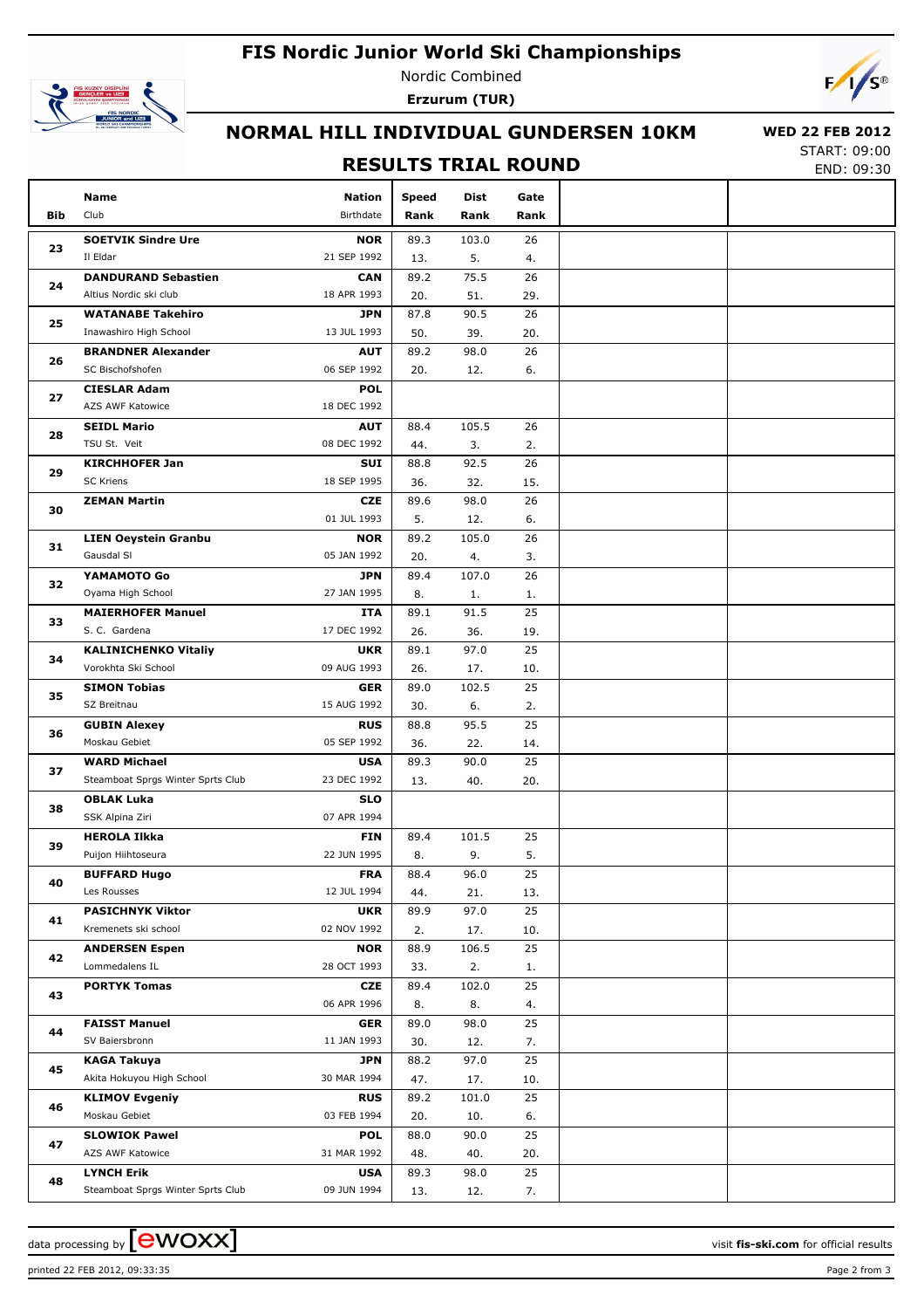# FIS Nordic Junior World Ski Championships

Nordic Combined

**Erzurum (TUR)**

## NORMAL HILL INDIVIDUAL GUNDERSEN 10KM

**WED 22 FEB 2012**

START: 09:00

END: 09:30

## RESULTS TRIAL ROUND

| Bib | Name / Club | Nation / Birthdate | Speed / Rank | Dist / Rank | Gate / Rank | | |
|---|---|---|---|---|---|---|---|
| 23 | **SOETVIK Sindre Ure**<br>Il Eldar | **NOR**<br>21 SEP 1992 | 89.3<br>13. | 103.0<br>5. | 26<br>4. | | |
| 24 | **DANDURAND Sebastien**<br>Altius Nordic ski club | **CAN**<br>18 APR 1993 | 89.2<br>20. | 75.5<br>51. | 26<br>29. | | |
| 25 | **WATANABE Takehiro**<br>Inawashiro High School | **JPN**<br>13 JUL 1993 | 87.8<br>50. | 90.5<br>39. | 26<br>20. | | |
| 26 | **BRANDNER Alexander**<br>SC Bischofshofen | **AUT**<br>06 SEP 1992 | 89.2<br>20. | 98.0<br>12. | 26<br>6. | | |
| 27 | **CIESLAR Adam**<br>AZS AWF Katowice | **POL**<br>18 DEC 1992 | | | | | |
| 28 | **SEIDL Mario**<br>TSU St. Veit | **AUT**<br>08 DEC 1992 | 88.4<br>44. | 105.5<br>3. | 26<br>2. | | |
| 29 | **KIRCHHOFER Jan**<br>SC Kriens | **SUI**<br>18 SEP 1995 | 88.8<br>36. | 92.5<br>32. | 26<br>15. | | |
| 30 | **ZEMAN Martin** | **CZE**<br>01 JUL 1993 | 89.6<br>5. | 98.0<br>12. | 26<br>6. | | |
| 31 | **LIEN Oeystein Granbu**<br>Gausdal SI | **NOR**<br>05 JAN 1992 | 89.2<br>20. | 105.0<br>4. | 26<br>3. | | |
| 32 | **YAMAMOTO Go**<br>Oyama High School | **JPN**<br>27 JAN 1995 | 89.4<br>8. | 107.0<br>1. | 26<br>1. | | |
| 33 | **MAIERHOFER Manuel**<br>S. C. Gardena | **ITA**<br>17 DEC 1992 | 89.1<br>26. | 91.5<br>36. | 25<br>19. | | |
| 34 | **KALINICHENKO Vitaliy**<br>Vorokhta Ski School | **UKR**<br>09 AUG 1993 | 89.1<br>26. | 97.0<br>17. | 25<br>10. | | |
| 35 | **SIMON Tobias**<br>SZ Breitnau | **GER**<br>15 AUG 1992 | 89.0<br>30. | 102.5<br>6. | 25<br>2. | | |
| 36 | **GUBIN Alexey**<br>Moskau Gebiet | **RUS**<br>05 SEP 1992 | 88.8<br>36. | 95.5<br>22. | 25<br>14. | | |
| 37 | **WARD Michael**<br>Steamboat Sprgs Winter Sprts Club | **USA**<br>23 DEC 1992 | 89.3<br>13. | 90.0<br>40. | 25<br>20. | | |
| 38 | **OBLAK Luka**<br>SSK Alpina Ziri | **SLO**<br>07 APR 1994 | | | | | |
| 39 | **HEROLA Ilkka**<br>Puijon Hiihtoseura | **FIN**<br>22 JUN 1995 | 89.4<br>8. | 101.5<br>9. | 25<br>5. | | |
| 40 | **BUFFARD Hugo**<br>Les Rousses | **FRA**<br>12 JUL 1994 | 88.4<br>44. | 96.0<br>21. | 25<br>13. | | |
| 41 | **PASICHNYK Viktor**<br>Kremenets ski school | **UKR**<br>02 NOV 1992 | 89.9<br>2. | 97.0<br>17. | 25<br>10. | | |
| 42 | **ANDERSEN Espen**<br>Lommedalens IL | **NOR**<br>28 OCT 1993 | 88.9<br>33. | 106.5<br>2. | 25<br>1. | | |
| 43 | **PORTYK Tomas** | **CZE**<br>06 APR 1996 | 89.4<br>8. | 102.0<br>8. | 25<br>4. | | |
| 44 | **FAISST Manuel**<br>SV Baiersbronn | **GER**<br>11 JAN 1993 | 89.0<br>30. | 98.0<br>12. | 25<br>7. | | |
| 45 | **KAGA Takuya**<br>Akita Hokuyou High School | **JPN**<br>30 MAR 1994 | 88.2<br>47. | 97.0<br>17. | 25<br>10. | | |
| 46 | **KLIMOV Evgeniy**<br>Moskau Gebiet | **RUS**<br>03 FEB 1994 | 89.2<br>20. | 101.0<br>10. | 25<br>6. | | |
| 47 | **SLOWIOK Pawel**<br>AZS AWF Katowice | **POL**<br>31 MAR 1992 | 88.0<br>48. | 90.0<br>40. | 25<br>20. | | |
| 48 | **LYNCH Erik**<br>Steamboat Sprgs Winter Sprts Club | **USA**<br>09 JUN 1994 | 89.3<br>13. | 98.0<br>12. | 25<br>7. | | |

data processing by ewoxx — visit **fis-ski.com** for official results

printed 22 FEB 2012, 09:33:35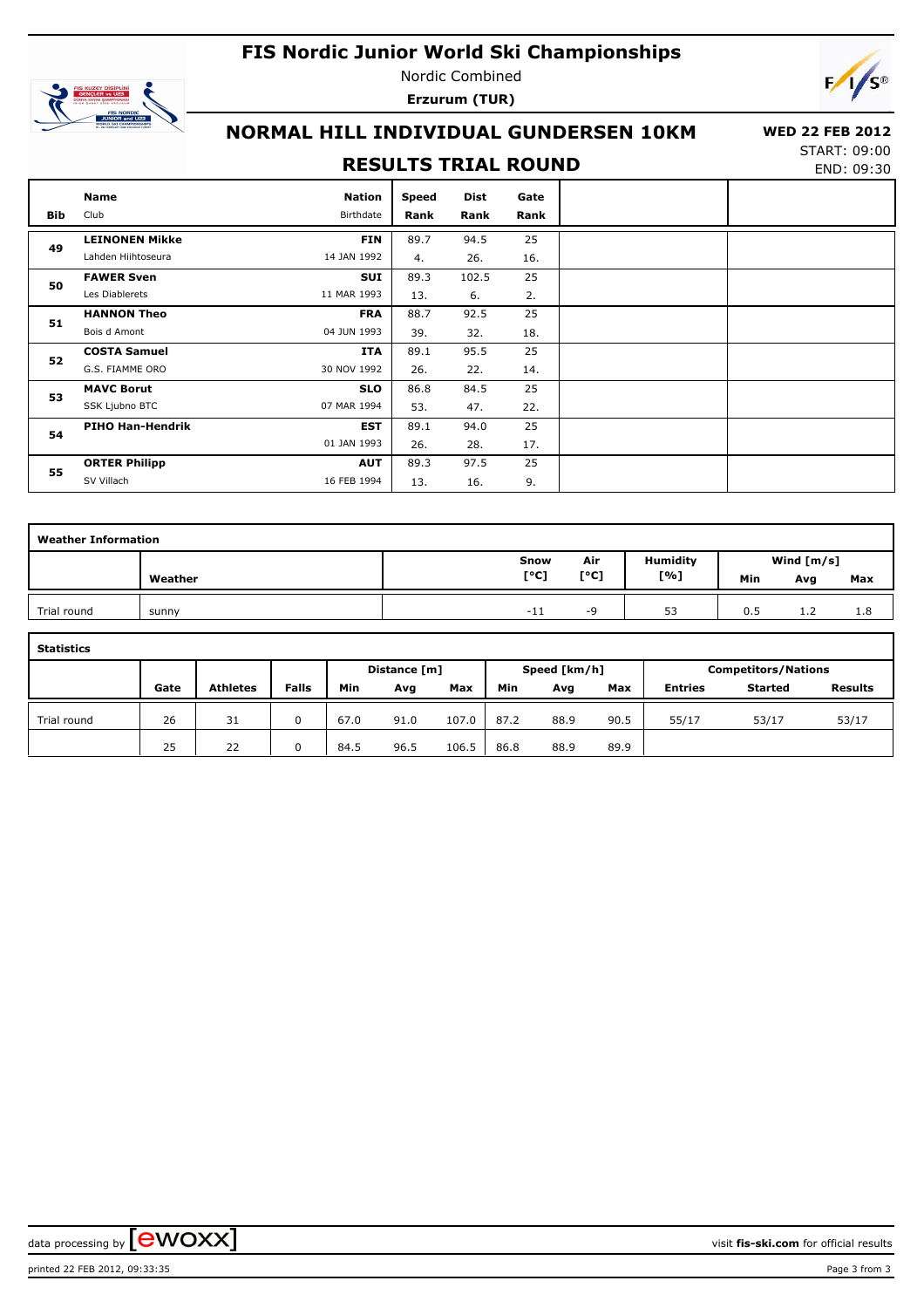# FIS Nordic Junior World Ski Championships

Nordic Combined

**Erzurum (TUR)**

## NORMAL HILL INDIVIDUAL GUNDERSEN 10KM

**WED 22 FEB 2012**

START: 09:00

END: 09:30

## RESULTS TRIAL ROUND

| Bib | Name / Club | Nation / Birthdate | Speed / Rank | Dist / Rank | Gate / Rank |
|---|---|---|---|---|---|
| 49 | **LEINONEN Mikke** | **FIN** | 89.7 | 94.5 | 25 |
| | Lahden Hiihtoseura | 14 JAN 1992 | 4. | 26. | 16. |
| 50 | **FAWER Sven** | **SUI** | 89.3 | 102.5 | 25 |
| | Les Diablerets | 11 MAR 1993 | 13. | 6. | 2. |
| 51 | **HANNON Theo** | **FRA** | 88.7 | 92.5 | 25 |
| | Bois d Amont | 04 JUN 1993 | 39. | 32. | 18. |
| 52 | **COSTA Samuel** | **ITA** | 89.1 | 95.5 | 25 |
| | G.S. FIAMME ORO | 30 NOV 1992 | 26. | 22. | 14. |
| 53 | **MAVC Borut** | **SLO** | 86.8 | 84.5 | 25 |
| | SSK Ljubno BTC | 07 MAR 1994 | 53. | 47. | 22. |
| 54 | **PIHO Han-Hendrik** | **EST** | 89.1 | 94.0 | 25 |
| | | 01 JAN 1993 | 26. | 28. | 17. |
| 55 | **ORTER Philipp** | **AUT** | 89.3 | 97.5 | 25 |
| | SV Villach | 16 FEB 1994 | 13. | 16. | 9. |

### Weather Information

| | Weather | Snow [°C] | Air [°C] | Humidity [%] | Wind [m/s] Min | Wind [m/s] Avg | Wind [m/s] Max |
|---|---|---|---|---|---|---|---|
| Trial round | sunny | -11 | -9 | 53 | 0.5 | 1.2 | 1.8 |

### Statistics

| | Gate | Athletes | Falls | Distance [m] | | | Speed [km/h] | | | Competitors/Nations | | |
|---|---|---|---|---|---|---|---|---|---|---|---|---|
| | | | | Min | Avg | Max | Min | Avg | Max | Entries | Started | Results |
| Trial round | 26 | 31 | 0 | 67.0 | 91.0 | 107.0 | 87.2 | 88.9 | 90.5 | 55/17 | 53/17 | 53/17 |
| | 25 | 22 | 0 | 84.5 | 96.5 | 106.5 | 86.8 | 88.9 | 89.9 | | | |

data processing by [ewoxx]

visit **fis-ski.com** for official results

printed 22 FEB 2012, 09:33:35